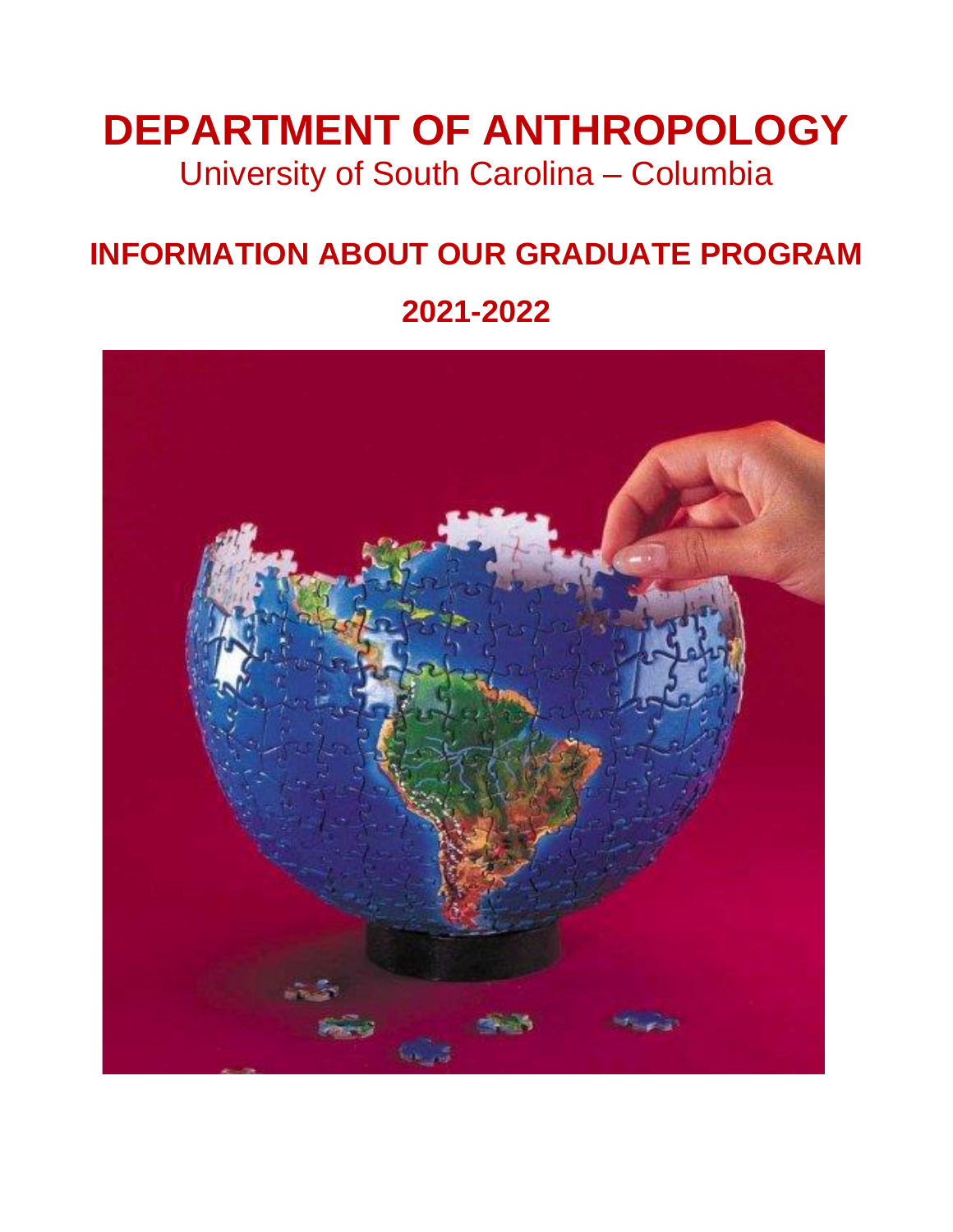# DEPARTMENT OF ANTHROPOLOGY

University of South Carolina – Columbia

## INFORMATION ABOUT OUR GRADUATE PROGRAM

## 2021-2022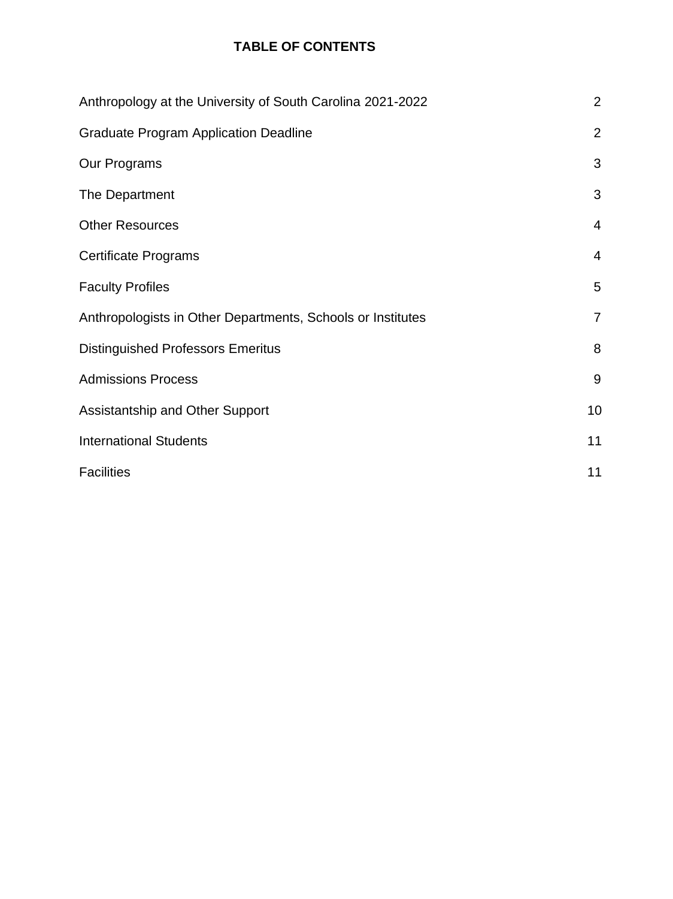## TABLE OF CONTENTS

| | |
|---|---|
| Anthropology at the University of South Carolina 2021-2022 | 2 |
| Graduate Program Application Deadline | 2 |
| Our Programs | 3 |
| The Department | 3 |
| Other Resources | 4 |
| Certificate Programs | 4 |
| Faculty Profiles | 5 |
| Anthropologists in Other Departments, Schools or Institutes | 7 |
| Distinguished Professors Emeritus | 8 |
| Admissions Process | 9 |
| Assistantship and Other Support | 10 |
| International Students | 11 |
| Facilities | 11 |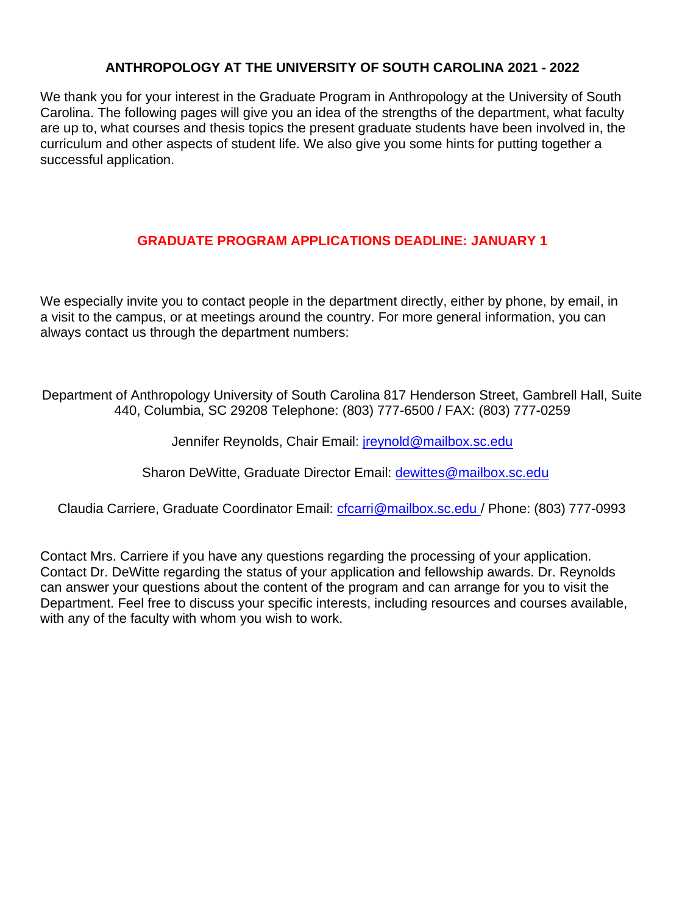# ANTHROPOLOGY AT THE UNIVERSITY OF SOUTH CAROLINA 2021 - 2022

We thank you for your interest in the Graduate Program in Anthropology at the University of South Carolina. The following pages will give you an idea of the strengths of the department, what faculty are up to, what courses and thesis topics the present graduate students have been involved in, the curriculum and other aspects of student life. We also give you some hints for putting together a successful application.

## GRADUATE PROGRAM APPLICATIONS DEADLINE: JANUARY 1

We especially invite you to contact people in the department directly, either by phone, by email, in a visit to the campus, or at meetings around the country. For more general information, you can always contact us through the department numbers:

Department of Anthropology University of South Carolina 817 Henderson Street, Gambrell Hall, Suite 440, Columbia, SC 29208 Telephone: (803) 777-6500 / FAX: (803) 777-0259

Jennifer Reynolds, Chair Email: jreynold@mailbox.sc.edu

Sharon DeWitte, Graduate Director Email: dewittes@mailbox.sc.edu

Claudia Carriere, Graduate Coordinator Email: cfcarri@mailbox.sc.edu / Phone: (803) 777-0993

Contact Mrs. Carriere if you have any questions regarding the processing of your application. Contact Dr. DeWitte regarding the status of your application and fellowship awards. Dr. Reynolds can answer your questions about the content of the program and can arrange for you to visit the Department. Feel free to discuss your specific interests, including resources and courses available, with any of the faculty with whom you wish to work.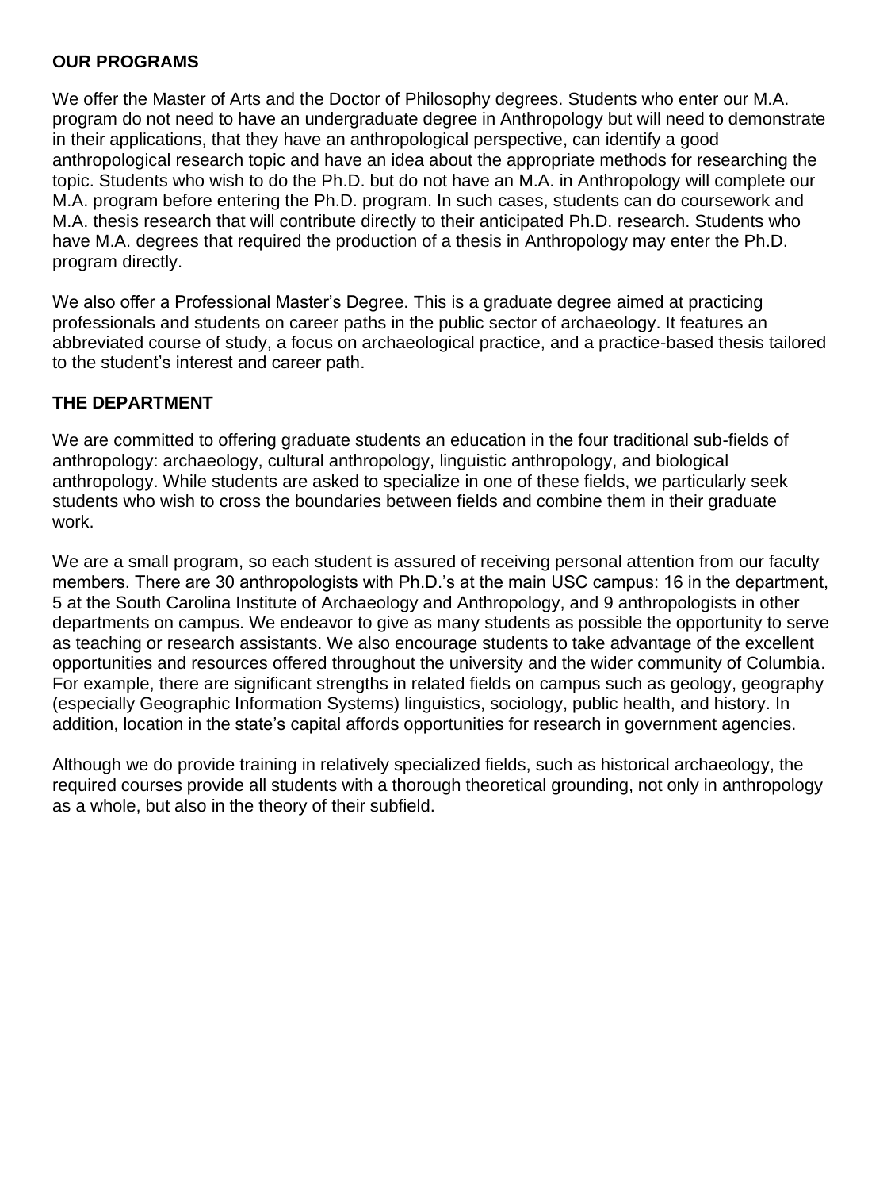## OUR PROGRAMS

We offer the Master of Arts and the Doctor of Philosophy degrees. Students who enter our M.A. program do not need to have an undergraduate degree in Anthropology but will need to demonstrate in their applications, that they have an anthropological perspective, can identify a good anthropological research topic and have an idea about the appropriate methods for researching the topic. Students who wish to do the Ph.D. but do not have an M.A. in Anthropology will complete our M.A. program before entering the Ph.D. program. In such cases, students can do coursework and M.A. thesis research that will contribute directly to their anticipated Ph.D. research. Students who have M.A. degrees that required the production of a thesis in Anthropology may enter the Ph.D. program directly.

We also offer a Professional Master's Degree. This is a graduate degree aimed at practicing professionals and students on career paths in the public sector of archaeology. It features an abbreviated course of study, a focus on archaeological practice, and a practice-based thesis tailored to the student's interest and career path.

## THE DEPARTMENT

We are committed to offering graduate students an education in the four traditional sub-fields of anthropology: archaeology, cultural anthropology, linguistic anthropology, and biological anthropology. While students are asked to specialize in one of these fields, we particularly seek students who wish to cross the boundaries between fields and combine them in their graduate work.

We are a small program, so each student is assured of receiving personal attention from our faculty members. There are 30 anthropologists with Ph.D.'s at the main USC campus: 16 in the department, 5 at the South Carolina Institute of Archaeology and Anthropology, and 9 anthropologists in other departments on campus. We endeavor to give as many students as possible the opportunity to serve as teaching or research assistants. We also encourage students to take advantage of the excellent opportunities and resources offered throughout the university and the wider community of Columbia. For example, there are significant strengths in related fields on campus such as geology, geography (especially Geographic Information Systems) linguistics, sociology, public health, and history. In addition, location in the state's capital affords opportunities for research in government agencies.

Although we do provide training in relatively specialized fields, such as historical archaeology, the required courses provide all students with a thorough theoretical grounding, not only in anthropology as a whole, but also in the theory of their subfield.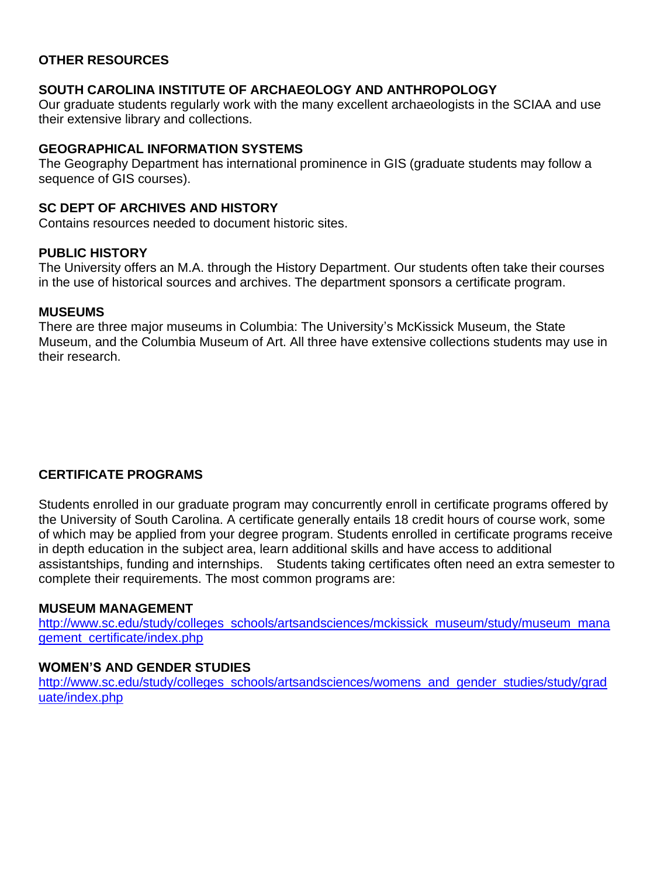## OTHER RESOURCES

### SOUTH CAROLINA INSTITUTE OF ARCHAEOLOGY AND ANTHROPOLOGY

Our graduate students regularly work with the many excellent archaeologists in the SCIAA and use their extensive library and collections.

### GEOGRAPHICAL INFORMATION SYSTEMS

The Geography Department has international prominence in GIS (graduate students may follow a sequence of GIS courses).

### SC DEPT OF ARCHIVES AND HISTORY

Contains resources needed to document historic sites.

### PUBLIC HISTORY

The University offers an M.A. through the History Department. Our students often take their courses in the use of historical sources and archives. The department sponsors a certificate program.

### MUSEUMS

There are three major museums in Columbia: The University's McKissick Museum, the State Museum, and the Columbia Museum of Art. All three have extensive collections students may use in their research.

## CERTIFICATE PROGRAMS

Students enrolled in our graduate program may concurrently enroll in certificate programs offered by the University of South Carolina. A certificate generally entails 18 credit hours of course work, some of which may be applied from your degree program. Students enrolled in certificate programs receive in depth education in the subject area, learn additional skills and have access to additional assistantships, funding and internships. Students taking certificates often need an extra semester to complete their requirements. The most common programs are:

### MUSEUM MANAGEMENT

http://www.sc.edu/study/colleges_schools/artsandsciences/mckissick_museum/study/museum_management_certificate/index.php

### WOMEN'S AND GENDER STUDIES

http://www.sc.edu/study/colleges_schools/artsandsciences/womens_and_gender_studies/study/graduate/index.php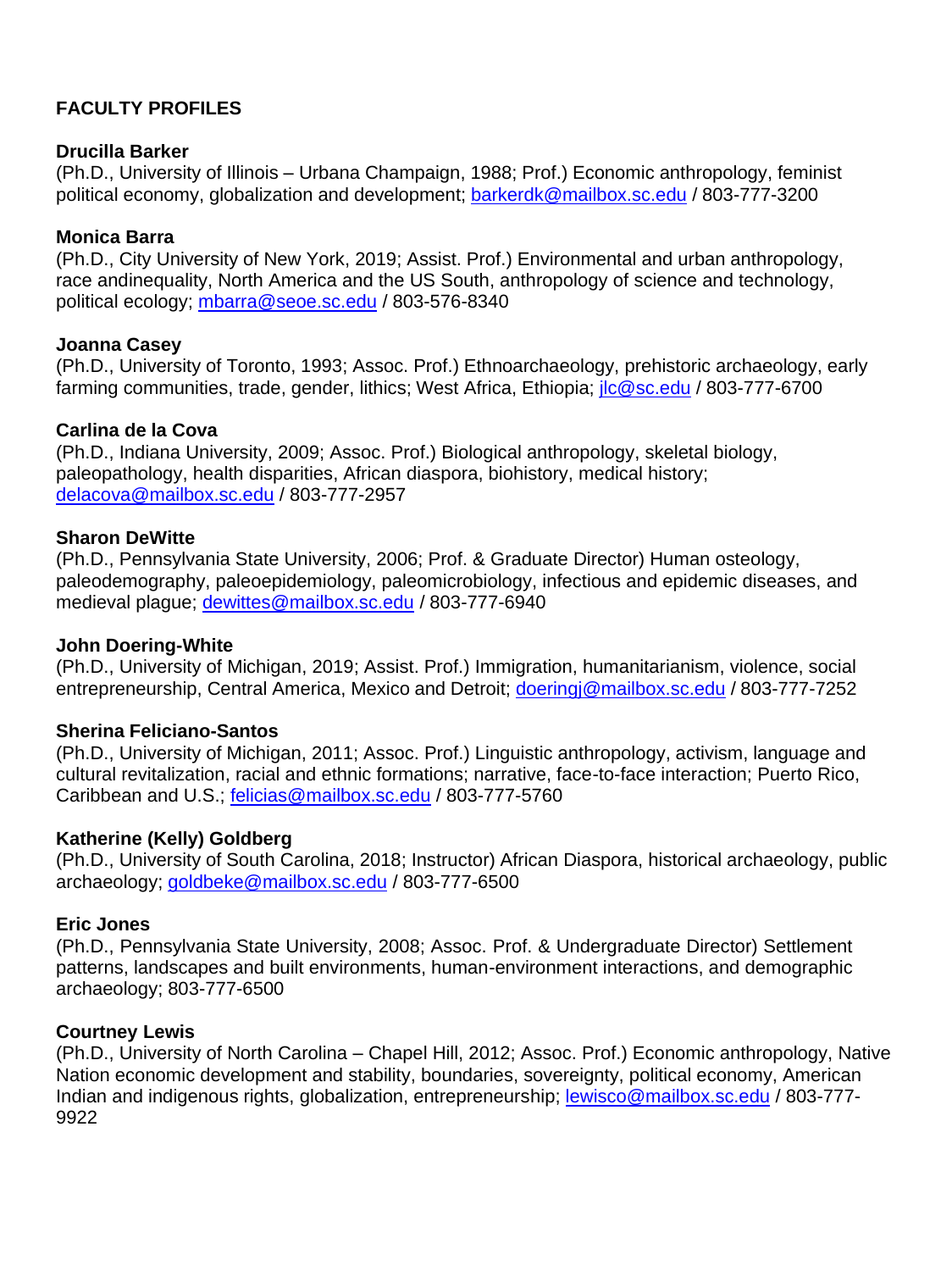**FACULTY PROFILES**

**Drucilla Barker**
(Ph.D., University of Illinois – Urbana Champaign, 1988; Prof.) Economic anthropology, feminist political economy, globalization and development; barkerdk@mailbox.sc.edu / 803-777-3200

**Monica Barra**
(Ph.D., City University of New York, 2019; Assist. Prof.) Environmental and urban anthropology, race andinequality, North America and the US South, anthropology of science and technology, political ecology; mbarra@seoe.sc.edu / 803-576-8340

**Joanna Casey**
(Ph.D., University of Toronto, 1993; Assoc. Prof.) Ethnoarchaeology, prehistoric archaeology, early farming communities, trade, gender, lithics; West Africa, Ethiopia; jlc@sc.edu / 803-777-6700

**Carlina de la Cova**
(Ph.D., Indiana University, 2009; Assoc. Prof.) Biological anthropology, skeletal biology, paleopathology, health disparities, African diaspora, biohistory, medical history; delacova@mailbox.sc.edu / 803-777-2957

**Sharon DeWitte**
(Ph.D., Pennsylvania State University, 2006; Prof. & Graduate Director) Human osteology, paleodemography, paleoepidemiology, paleomicrobiology, infectious and epidemic diseases, and medieval plague; dewittes@mailbox.sc.edu / 803-777-6940

**John Doering-White**
(Ph.D., University of Michigan, 2019; Assist. Prof.) Immigration, humanitarianism, violence, social entrepreneurship, Central America, Mexico and Detroit; doeringj@mailbox.sc.edu / 803-777-7252

**Sherina Feliciano-Santos**
(Ph.D., University of Michigan, 2011; Assoc. Prof.) Linguistic anthropology, activism, language and cultural revitalization, racial and ethnic formations; narrative, face-to-face interaction; Puerto Rico, Caribbean and U.S.; felicias@mailbox.sc.edu / 803-777-5760

**Katherine (Kelly) Goldberg**
(Ph.D., University of South Carolina, 2018; Instructor) African Diaspora, historical archaeology, public archaeology; goldbeke@mailbox.sc.edu / 803-777-6500

**Eric Jones**
(Ph.D., Pennsylvania State University, 2008; Assoc. Prof. & Undergraduate Director) Settlement patterns, landscapes and built environments, human-environment interactions, and demographic archaeology; 803-777-6500

**Courtney Lewis**
(Ph.D., University of North Carolina – Chapel Hill, 2012; Assoc. Prof.) Economic anthropology, Native Nation economic development and stability, boundaries, sovereignty, political economy, American Indian and indigenous rights, globalization, entrepreneurship; lewisco@mailbox.sc.edu / 803-777-9922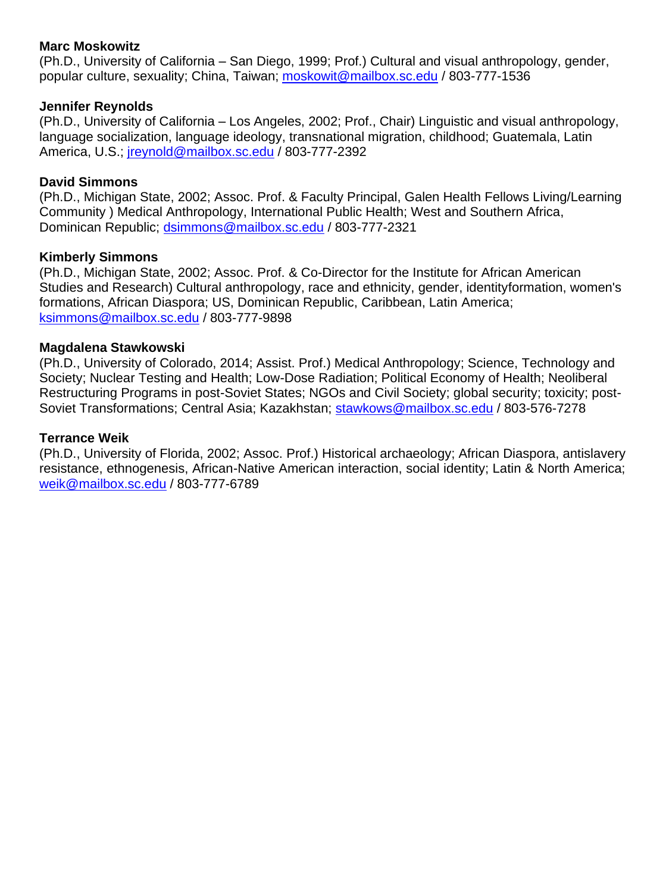**Marc Moskowitz**
(Ph.D., University of California – San Diego, 1999; Prof.) Cultural and visual anthropology, gender, popular culture, sexuality; China, Taiwan; moskowit@mailbox.sc.edu / 803-777-1536

**Jennifer Reynolds**
(Ph.D., University of California – Los Angeles, 2002; Prof., Chair) Linguistic and visual anthropology, language socialization, language ideology, transnational migration, childhood; Guatemala, Latin America, U.S.; jreynold@mailbox.sc.edu / 803-777-2392

**David Simmons**
(Ph.D., Michigan State, 2002; Assoc. Prof. & Faculty Principal, Galen Health Fellows Living/Learning Community ) Medical Anthropology, International Public Health; West and Southern Africa, Dominican Republic; dsimmons@mailbox.sc.edu / 803-777-2321

**Kimberly Simmons**
(Ph.D., Michigan State, 2002; Assoc. Prof. & Co-Director for the Institute for African American Studies and Research) Cultural anthropology, race and ethnicity, gender, identityformation, women's formations, African Diaspora; US, Dominican Republic, Caribbean, Latin America; ksimmons@mailbox.sc.edu / 803-777-9898

**Magdalena Stawkowski**
(Ph.D., University of Colorado, 2014; Assist. Prof.) Medical Anthropology; Science, Technology and Society; Nuclear Testing and Health; Low-Dose Radiation; Political Economy of Health; Neoliberal Restructuring Programs in post-Soviet States; NGOs and Civil Society; global security; toxicity; post-Soviet Transformations; Central Asia; Kazakhstan; stawkows@mailbox.sc.edu / 803-576-7278

**Terrance Weik**
(Ph.D., University of Florida, 2002; Assoc. Prof.) Historical archaeology; African Diaspora, antislavery resistance, ethnogenesis, African-Native American interaction, social identity; Latin & North America; weik@mailbox.sc.edu / 803-777-6789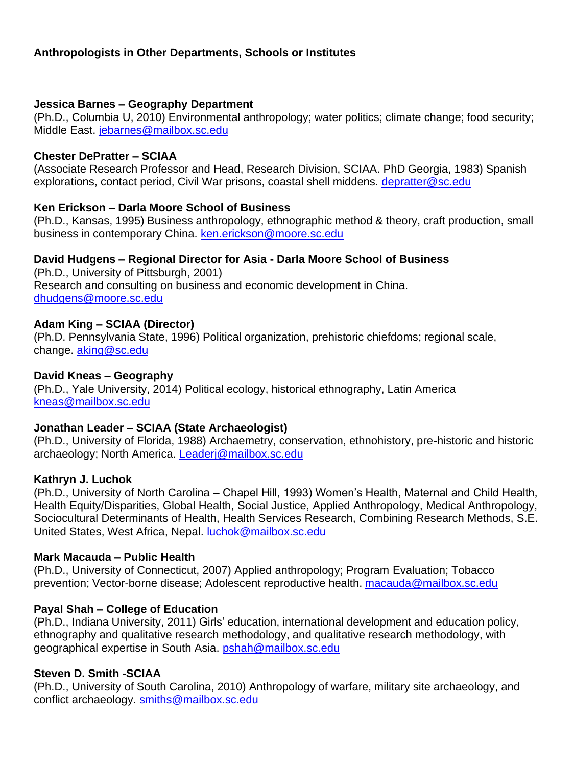**Anthropologists in Other Departments, Schools or Institutes**

**Jessica Barnes – Geography Department**
(Ph.D., Columbia U, 2010) Environmental anthropology; water politics; climate change; food security; Middle East. jebarnes@mailbox.sc.edu

**Chester DePratter – SCIAA**
(Associate Research Professor and Head, Research Division, SCIAA. PhD Georgia, 1983) Spanish explorations, contact period, Civil War prisons, coastal shell middens. depratter@sc.edu

**Ken Erickson – Darla Moore School of Business**
(Ph.D., Kansas, 1995) Business anthropology, ethnographic method & theory, craft production, small business in contemporary China. ken.erickson@moore.sc.edu

**David Hudgens – Regional Director for Asia - Darla Moore School of Business**
(Ph.D., University of Pittsburgh, 2001)
Research and consulting on business and economic development in China.
dhudgens@moore.sc.edu

**Adam King – SCIAA (Director)**
(Ph.D. Pennsylvania State, 1996) Political organization, prehistoric chiefdoms; regional scale, change. aking@sc.edu

**David Kneas – Geography**
(Ph.D., Yale University, 2014) Political ecology, historical ethnography, Latin America
kneas@mailbox.sc.edu

**Jonathan Leader – SCIAA (State Archaeologist)**
(Ph.D., University of Florida, 1988) Archaemetry, conservation, ethnohistory, pre-historic and historic archaeology; North America. Leaderj@mailbox.sc.edu

**Kathryn J. Luchok**
(Ph.D., University of North Carolina – Chapel Hill, 1993) Women's Health, Maternal and Child Health, Health Equity/Disparities, Global Health, Social Justice, Applied Anthropology, Medical Anthropology, Sociocultural Determinants of Health, Health Services Research, Combining Research Methods, S.E. United States, West Africa, Nepal. luchok@mailbox.sc.edu

**Mark Macauda – Public Health**
(Ph.D., University of Connecticut, 2007) Applied anthropology; Program Evaluation; Tobacco prevention; Vector-borne disease; Adolescent reproductive health. macauda@mailbox.sc.edu

**Payal Shah – College of Education**
(Ph.D., Indiana University, 2011) Girls' education, international development and education policy, ethnography and qualitative research methodology, and qualitative research methodology, with geographical expertise in South Asia. pshah@mailbox.sc.edu

**Steven D. Smith -SCIAA**
(Ph.D., University of South Carolina, 2010) Anthropology of warfare, military site archaeology, and conflict archaeology. smiths@mailbox.sc.edu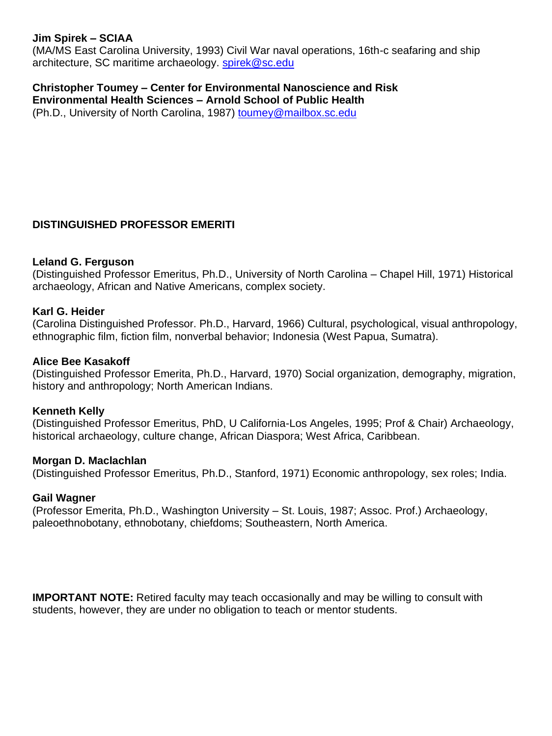**Jim Spirek – SCIAA**
(MA/MS East Carolina University, 1993) Civil War naval operations, 16th-c seafaring and ship architecture, SC maritime archaeology. spirek@sc.edu

**Christopher Toumey – Center for Environmental Nanoscience and Risk**
**Environmental Health Sciences – Arnold School of Public Health**
(Ph.D., University of North Carolina, 1987) toumey@mailbox.sc.edu

## DISTINGUISHED PROFESSOR EMERITI

**Leland G. Ferguson**
(Distinguished Professor Emeritus, Ph.D., University of North Carolina – Chapel Hill, 1971) Historical archaeology, African and Native Americans, complex society.

**Karl G. Heider**
(Carolina Distinguished Professor. Ph.D., Harvard, 1966) Cultural, psychological, visual anthropology, ethnographic film, fiction film, nonverbal behavior; Indonesia (West Papua, Sumatra).

**Alice Bee Kasakoff**
(Distinguished Professor Emerita, Ph.D., Harvard, 1970) Social organization, demography, migration, history and anthropology; North American Indians.

**Kenneth Kelly**
(Distinguished Professor Emeritus, PhD, U California-Los Angeles, 1995; Prof & Chair) Archaeology, historical archaeology, culture change, African Diaspora; West Africa, Caribbean.

**Morgan D. Maclachlan**
(Distinguished Professor Emeritus, Ph.D., Stanford, 1971) Economic anthropology, sex roles; India.

**Gail Wagner**
(Professor Emerita, Ph.D., Washington University – St. Louis, 1987; Assoc. Prof.) Archaeology, paleoethnobotany, ethnobotany, chiefdoms; Southeastern, North America.

**IMPORTANT NOTE:** Retired faculty may teach occasionally and may be willing to consult with students, however, they are under no obligation to teach or mentor students.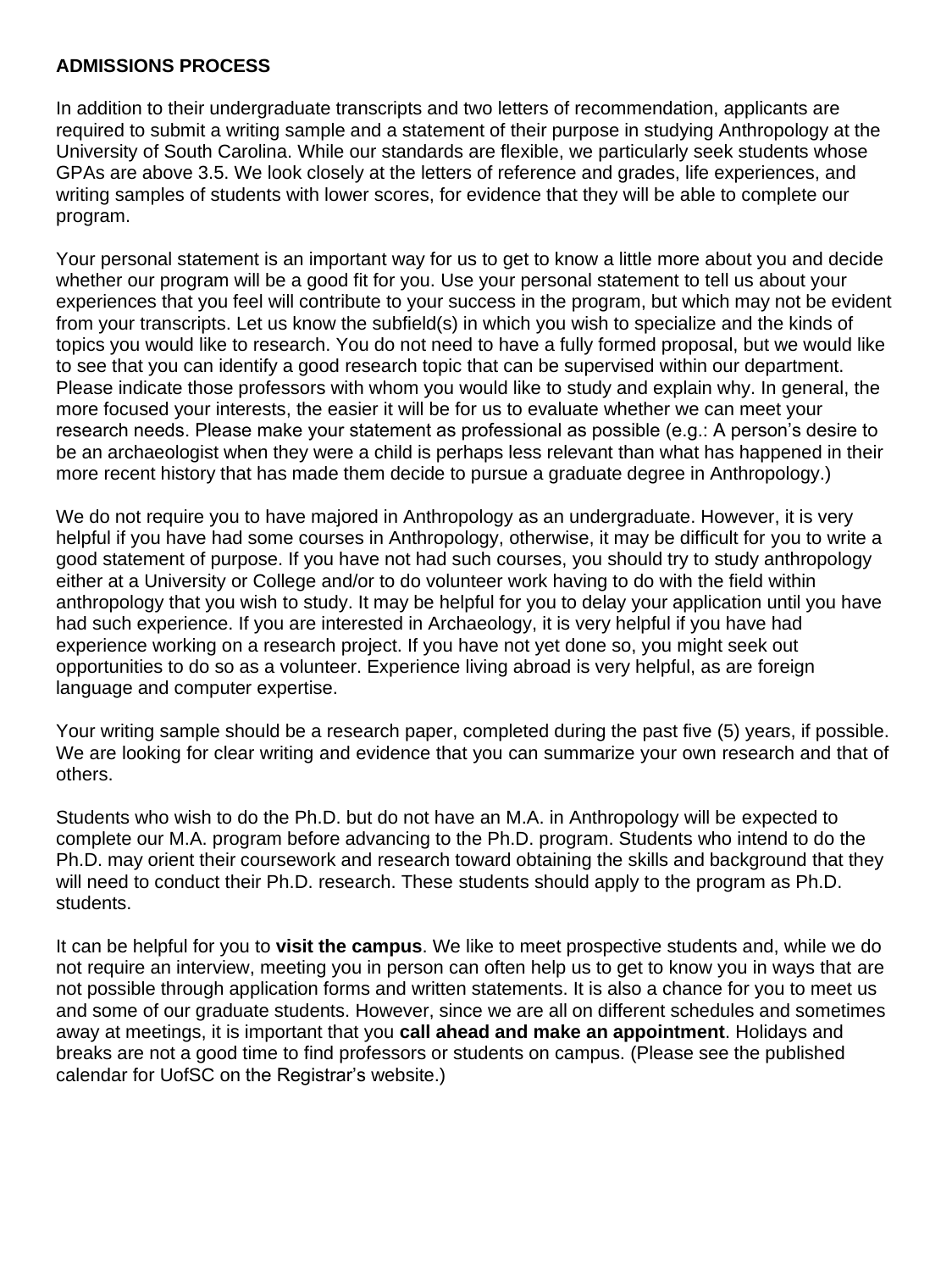**ADMISSIONS PROCESS**

In addition to their undergraduate transcripts and two letters of recommendation, applicants are required to submit a writing sample and a statement of their purpose in studying Anthropology at the University of South Carolina. While our standards are flexible, we particularly seek students whose GPAs are above 3.5. We look closely at the letters of reference and grades, life experiences, and writing samples of students with lower scores, for evidence that they will be able to complete our program.

Your personal statement is an important way for us to get to know a little more about you and decide whether our program will be a good fit for you. Use your personal statement to tell us about your experiences that you feel will contribute to your success in the program, but which may not be evident from your transcripts. Let us know the subfield(s) in which you wish to specialize and the kinds of topics you would like to research. You do not need to have a fully formed proposal, but we would like to see that you can identify a good research topic that can be supervised within our department. Please indicate those professors with whom you would like to study and explain why. In general, the more focused your interests, the easier it will be for us to evaluate whether we can meet your research needs. Please make your statement as professional as possible (e.g.: A person's desire to be an archaeologist when they were a child is perhaps less relevant than what has happened in their more recent history that has made them decide to pursue a graduate degree in Anthropology.)

We do not require you to have majored in Anthropology as an undergraduate. However, it is very helpful if you have had some courses in Anthropology, otherwise, it may be difficult for you to write a good statement of purpose. If you have not had such courses, you should try to study anthropology either at a University or College and/or to do volunteer work having to do with the field within anthropology that you wish to study. It may be helpful for you to delay your application until you have had such experience. If you are interested in Archaeology, it is very helpful if you have had experience working on a research project. If you have not yet done so, you might seek out opportunities to do so as a volunteer. Experience living abroad is very helpful, as are foreign language and computer expertise.

Your writing sample should be a research paper, completed during the past five (5) years, if possible. We are looking for clear writing and evidence that you can summarize your own research and that of others.

Students who wish to do the Ph.D. but do not have an M.A. in Anthropology will be expected to complete our M.A. program before advancing to the Ph.D. program. Students who intend to do the Ph.D. may orient their coursework and research toward obtaining the skills and background that they will need to conduct their Ph.D. research. These students should apply to the program as Ph.D. students.

It can be helpful for you to **visit the campus**. We like to meet prospective students and, while we do not require an interview, meeting you in person can often help us to get to know you in ways that are not possible through application forms and written statements. It is also a chance for you to meet us and some of our graduate students. However, since we are all on different schedules and sometimes away at meetings, it is important that you **call ahead and make an appointment**. Holidays and breaks are not a good time to find professors or students on campus. (Please see the published calendar for UofSC on the Registrar's website.)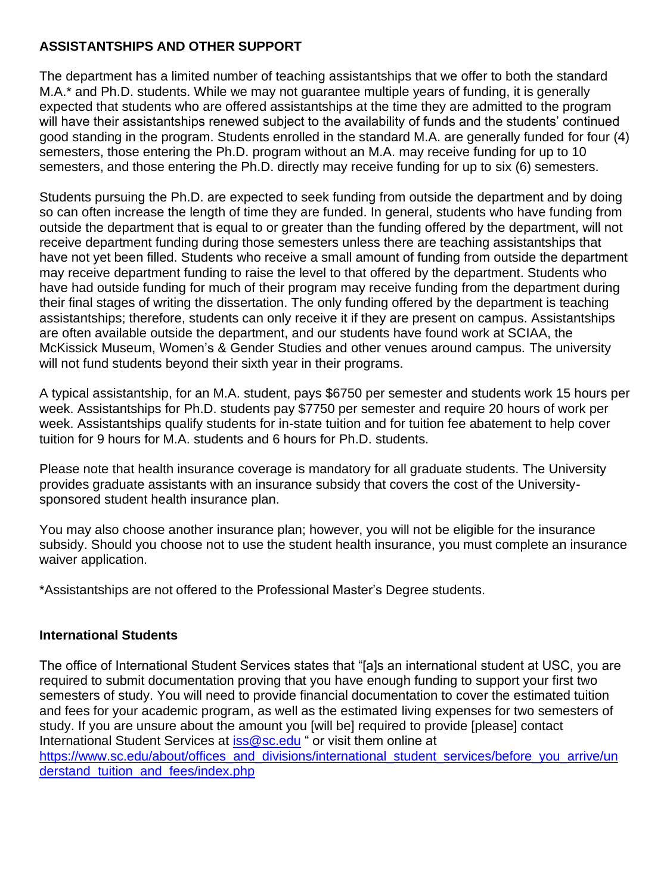## ASSISTANTSHIPS AND OTHER SUPPORT

The department has a limited number of teaching assistantships that we offer to both the standard M.A.* and Ph.D. students. While we may not guarantee multiple years of funding, it is generally expected that students who are offered assistantships at the time they are admitted to the program will have their assistantships renewed subject to the availability of funds and the students' continued good standing in the program. Students enrolled in the standard M.A. are generally funded for four (4) semesters, those entering the Ph.D. program without an M.A. may receive funding for up to 10 semesters, and those entering the Ph.D. directly may receive funding for up to six (6) semesters.

Students pursuing the Ph.D. are expected to seek funding from outside the department and by doing so can often increase the length of time they are funded. In general, students who have funding from outside the department that is equal to or greater than the funding offered by the department, will not receive department funding during those semesters unless there are teaching assistantships that have not yet been filled. Students who receive a small amount of funding from outside the department may receive department funding to raise the level to that offered by the department. Students who have had outside funding for much of their program may receive funding from the department during their final stages of writing the dissertation. The only funding offered by the department is teaching assistantships; therefore, students can only receive it if they are present on campus. Assistantships are often available outside the department, and our students have found work at SCIAA, the McKissick Museum, Women's & Gender Studies and other venues around campus. The university will not fund students beyond their sixth year in their programs.

A typical assistantship, for an M.A. student, pays $6750 per semester and students work 15 hours per week. Assistantships for Ph.D. students pay $7750 per semester and require 20 hours of work per week. Assistantships qualify students for in-state tuition and for tuition fee abatement to help cover tuition for 9 hours for M.A. students and 6 hours for Ph.D. students.

Please note that health insurance coverage is mandatory for all graduate students. The University provides graduate assistants with an insurance subsidy that covers the cost of the University-sponsored student health insurance plan.

You may also choose another insurance plan; however, you will not be eligible for the insurance subsidy. Should you choose not to use the student health insurance, you must complete an insurance waiver application.

*Assistantships are not offered to the Professional Master's Degree students.

### International Students

The office of International Student Services states that "[a]s an international student at USC, you are required to submit documentation proving that you have enough funding to support your first two semesters of study. You will need to provide financial documentation to cover the estimated tuition and fees for your academic program, as well as the estimated living expenses for two semesters of study. If you are unsure about the amount you [will be] required to provide [please] contact International Student Services at [iss@sc.edu](mailto:iss@sc.edu) " or visit them online at [https://www.sc.edu/about/offices_and_divisions/international_student_services/before_you_arrive/understand_tuition_and_fees/index.php](https://www.sc.edu/about/offices_and_divisions/international_student_services/before_you_arrive/understand_tuition_and_fees/index.php)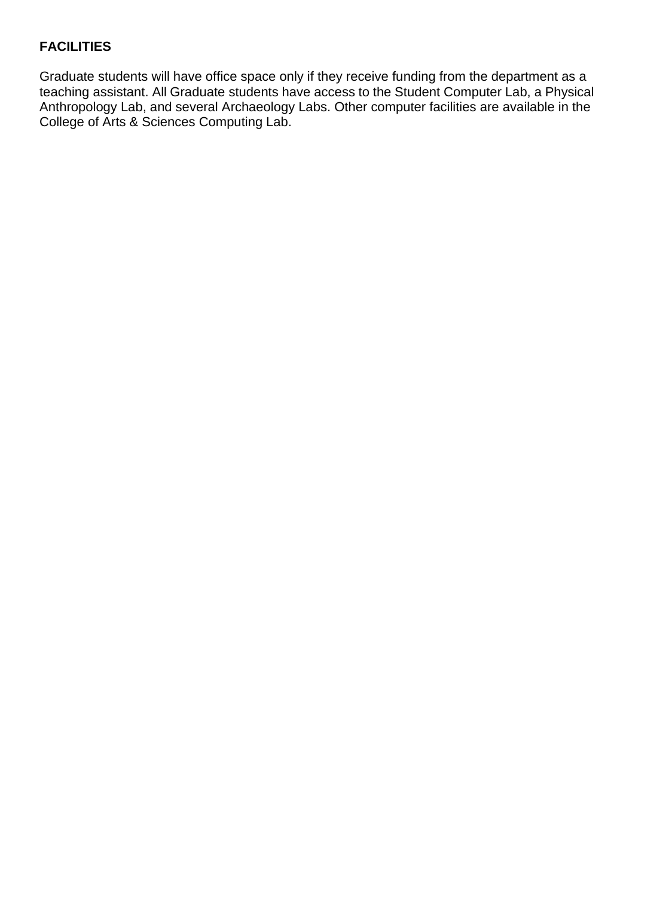**FACILITIES**

Graduate students will have office space only if they receive funding from the department as a teaching assistant. All Graduate students have access to the Student Computer Lab, a Physical Anthropology Lab, and several Archaeology Labs. Other computer facilities are available in the College of Arts & Sciences Computing Lab.